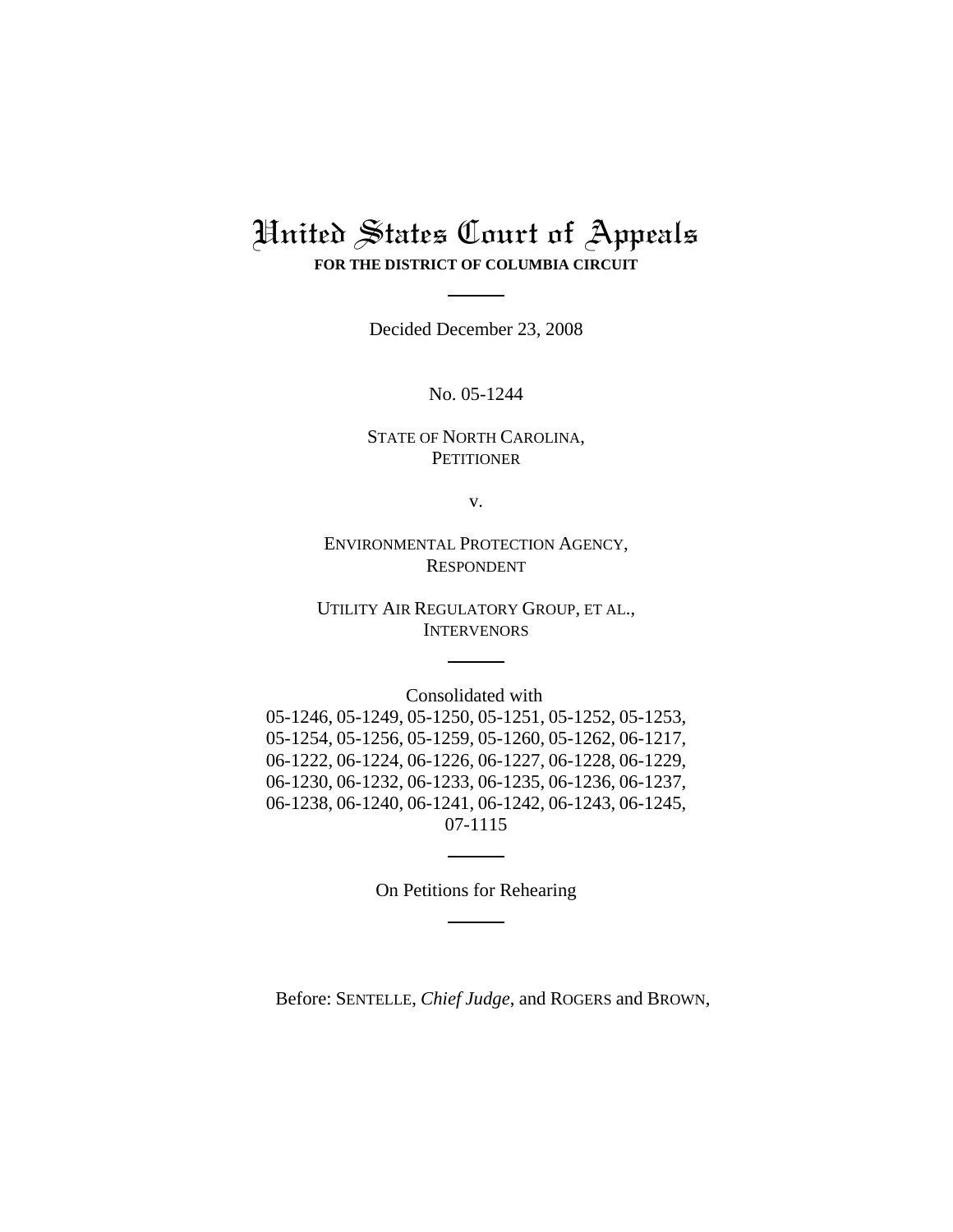# United States Court of Appeals

**FOR THE DISTRICT OF COLUMBIA CIRCUIT**

---

Decided December 23, 2008

No. 05-1244

STATE OF NORTH CAROLINA,
PETITIONER

v.

ENVIRONMENTAL PROTECTION AGENCY,
RESPONDENT

UTILITY AIR REGULATORY GROUP, ET AL.,
INTERVENORS

---

Consolidated with
05-1246, 05-1249, 05-1250, 05-1251, 05-1252, 05-1253, 05-1254, 05-1256, 05-1259, 05-1260, 05-1262, 06-1217, 06-1222, 06-1224, 06-1226, 06-1227, 06-1228, 06-1229, 06-1230, 06-1232, 06-1233, 06-1235, 06-1236, 06-1237, 06-1238, 06-1240, 06-1241, 06-1242, 06-1243, 06-1245, 07-1115

---

On Petitions for Rehearing

---

Before: SENTELLE, *Chief Judge*, and ROGERS and BROWN,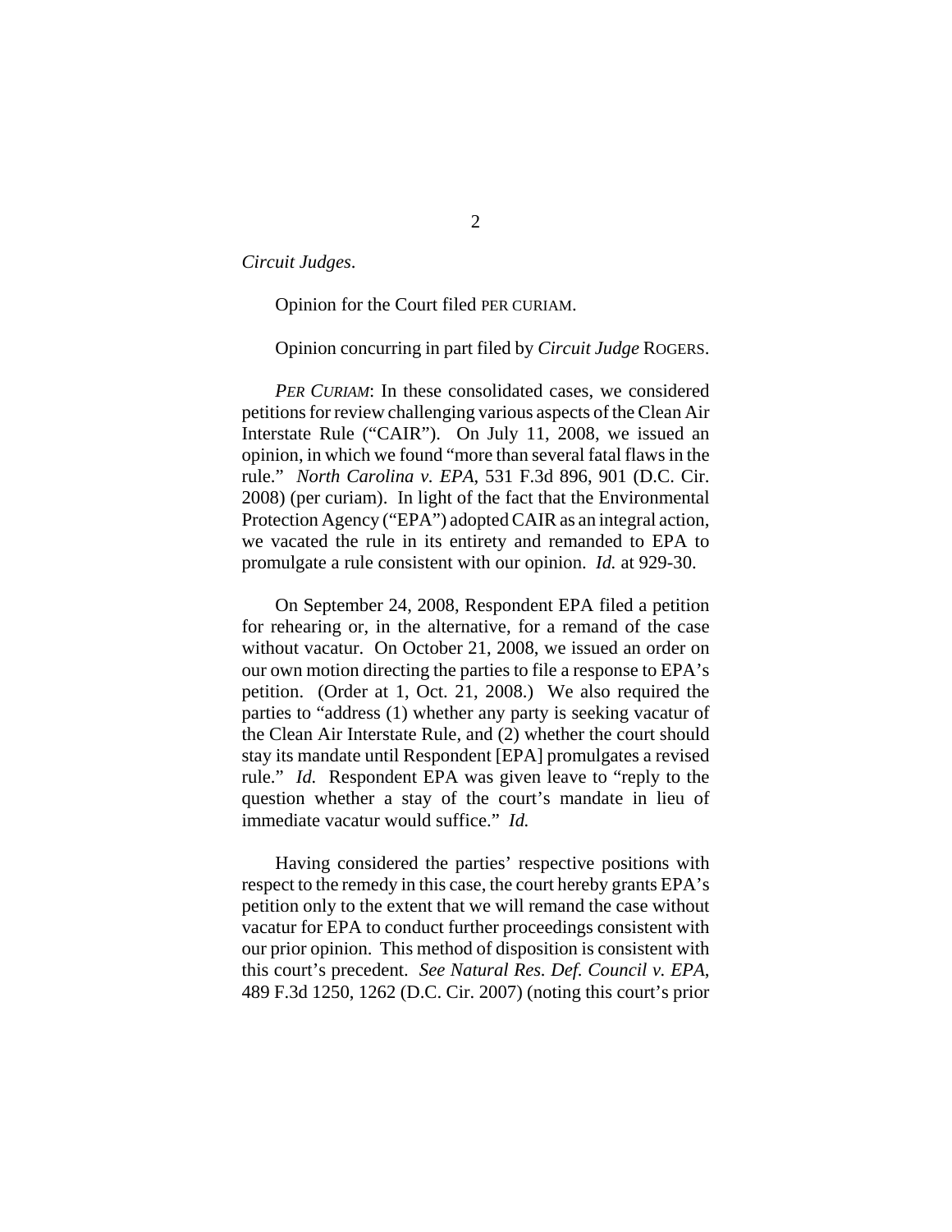*Circuit Judges*.

Opinion for the Court filed PER CURIAM.

Opinion concurring in part filed by *Circuit Judge* ROGERS.

*PER CURIAM*: In these consolidated cases, we considered petitions for review challenging various aspects of the Clean Air Interstate Rule ("CAIR"). On July 11, 2008, we issued an opinion, in which we found "more than several fatal flaws in the rule." *North Carolina v. EPA*, 531 F.3d 896, 901 (D.C. Cir. 2008) (per curiam). In light of the fact that the Environmental Protection Agency ("EPA") adopted CAIR as an integral action, we vacated the rule in its entirety and remanded to EPA to promulgate a rule consistent with our opinion. *Id.* at 929-30.

On September 24, 2008, Respondent EPA filed a petition for rehearing or, in the alternative, for a remand of the case without vacatur. On October 21, 2008, we issued an order on our own motion directing the parties to file a response to EPA's petition. (Order at 1, Oct. 21, 2008.) We also required the parties to "address (1) whether any party is seeking vacatur of the Clean Air Interstate Rule, and (2) whether the court should stay its mandate until Respondent [EPA] promulgates a revised rule." *Id.* Respondent EPA was given leave to "reply to the question whether a stay of the court's mandate in lieu of immediate vacatur would suffice." *Id.*

Having considered the parties' respective positions with respect to the remedy in this case, the court hereby grants EPA's petition only to the extent that we will remand the case without vacatur for EPA to conduct further proceedings consistent with our prior opinion. This method of disposition is consistent with this court's precedent. *See Natural Res. Def. Council v. EPA*, 489 F.3d 1250, 1262 (D.C. Cir. 2007) (noting this court's prior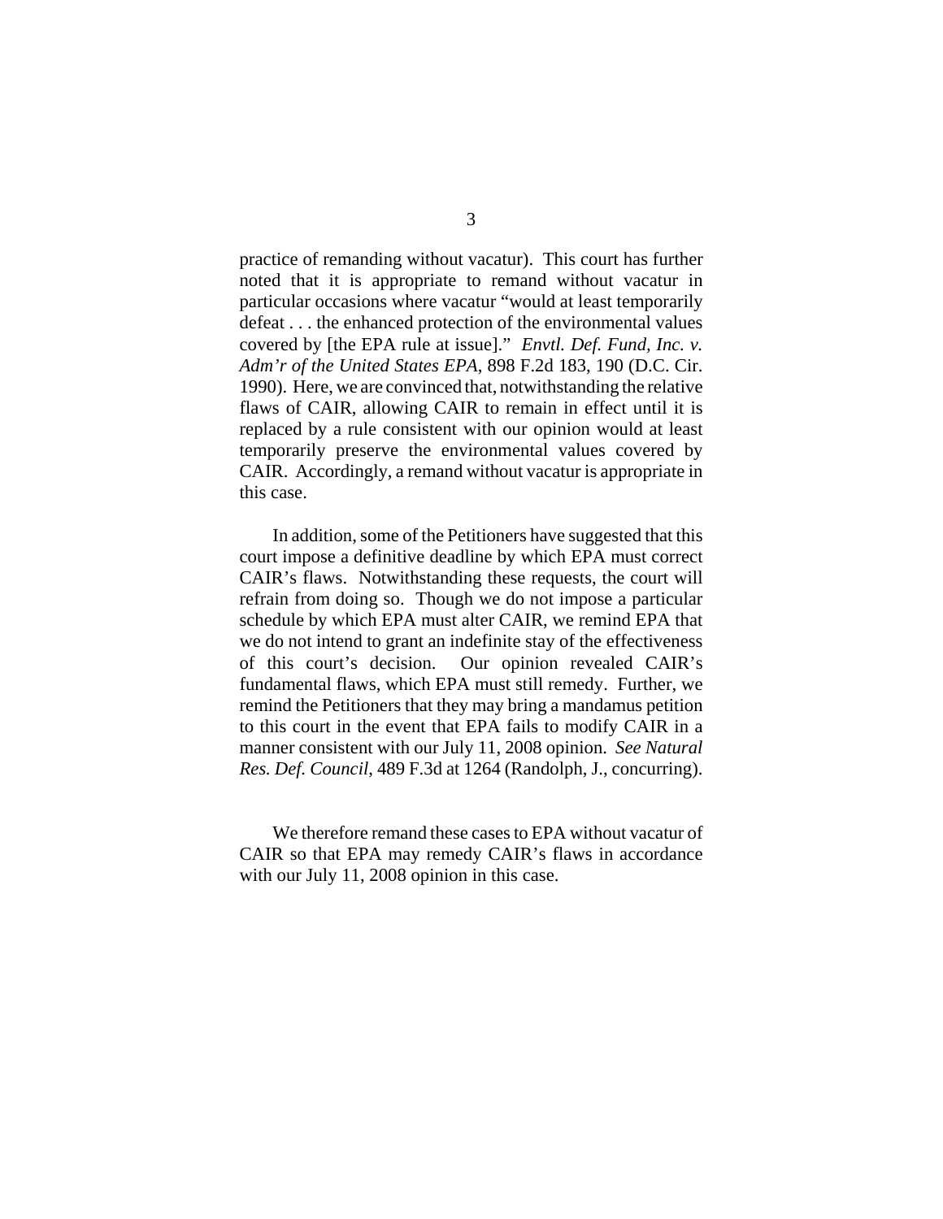practice of remanding without vacatur). This court has further noted that it is appropriate to remand without vacatur in particular occasions where vacatur "would at least temporarily defeat . . . the enhanced protection of the environmental values covered by [the EPA rule at issue]." *Envtl. Def. Fund, Inc. v. Adm'r of the United States EPA*, 898 F.2d 183, 190 (D.C. Cir. 1990). Here, we are convinced that, notwithstanding the relative flaws of CAIR, allowing CAIR to remain in effect until it is replaced by a rule consistent with our opinion would at least temporarily preserve the environmental values covered by CAIR. Accordingly, a remand without vacatur is appropriate in this case.

In addition, some of the Petitioners have suggested that this court impose a definitive deadline by which EPA must correct CAIR's flaws. Notwithstanding these requests, the court will refrain from doing so. Though we do not impose a particular schedule by which EPA must alter CAIR, we remind EPA that we do not intend to grant an indefinite stay of the effectiveness of this court's decision. Our opinion revealed CAIR's fundamental flaws, which EPA must still remedy. Further, we remind the Petitioners that they may bring a mandamus petition to this court in the event that EPA fails to modify CAIR in a manner consistent with our July 11, 2008 opinion. *See Natural Res. Def. Council*, 489 F.3d at 1264 (Randolph, J., concurring).

We therefore remand these cases to EPA without vacatur of CAIR so that EPA may remedy CAIR's flaws in accordance with our July 11, 2008 opinion in this case.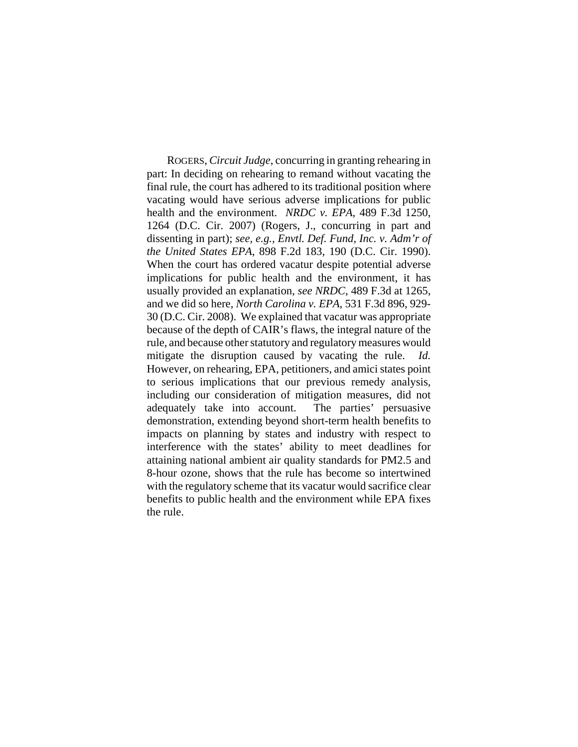ROGERS, *Circuit Judge*, concurring in granting rehearing in part: In deciding on rehearing to remand without vacating the final rule, the court has adhered to its traditional position where vacating would have serious adverse implications for public health and the environment. *NRDC v. EPA*, 489 F.3d 1250, 1264 (D.C. Cir. 2007) (Rogers, J., concurring in part and dissenting in part); *see, e.g., Envtl. Def. Fund, Inc. v. Adm'r of the United States EPA*, 898 F.2d 183, 190 (D.C. Cir. 1990). When the court has ordered vacatur despite potential adverse implications for public health and the environment, it has usually provided an explanation, *see NRDC*, 489 F.3d at 1265, and we did so here, *North Carolina v. EPA*, 531 F.3d 896, 929-30 (D.C. Cir. 2008). We explained that vacatur was appropriate because of the depth of CAIR's flaws, the integral nature of the rule, and because other statutory and regulatory measures would mitigate the disruption caused by vacating the rule. *Id.* However, on rehearing, EPA, petitioners, and amici states point to serious implications that our previous remedy analysis, including our consideration of mitigation measures, did not adequately take into account. The parties' persuasive demonstration, extending beyond short-term health benefits to impacts on planning by states and industry with respect to interference with the states' ability to meet deadlines for attaining national ambient air quality standards for PM2.5 and 8-hour ozone, shows that the rule has become so intertwined with the regulatory scheme that its vacatur would sacrifice clear benefits to public health and the environment while EPA fixes the rule.